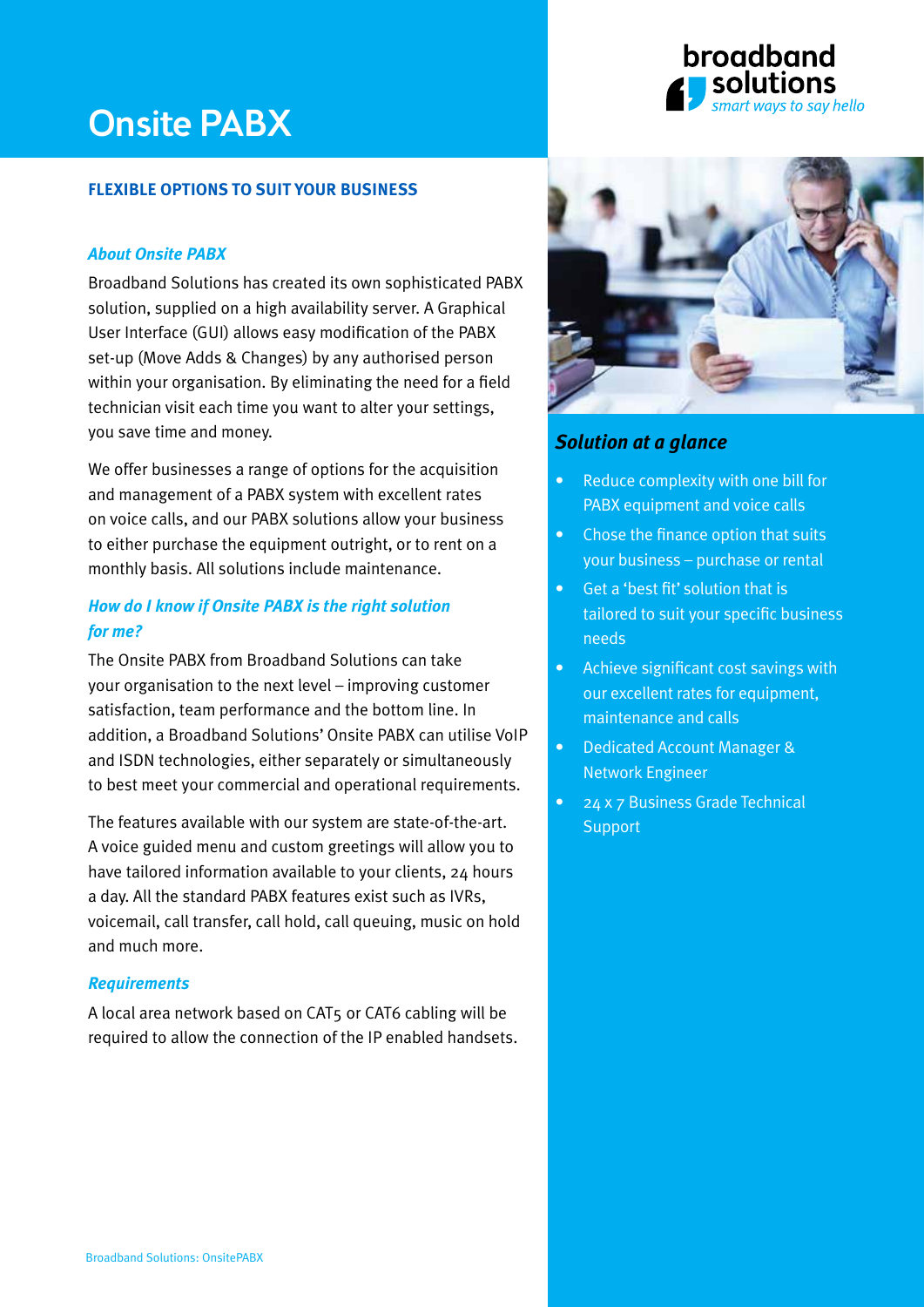# Onsite PABX

broadband solutions
*smart ways to say hello*

## FLEXIBLE OPTIONS TO SUIT YOUR BUSINESS

### *About Onsite PABX*

Broadband Solutions has created its own sophisticated PABX solution, supplied on a high availability server. A Graphical User Interface (GUI) allows easy modification of the PABX set-up (Move Adds & Changes) by any authorised person within your organisation. By eliminating the need for a field technician visit each time you want to alter your settings, you save time and money.

We offer businesses a range of options for the acquisition and management of a PABX system with excellent rates on voice calls, and our PABX solutions allow your business to either purchase the equipment outright, or to rent on a monthly basis. All solutions include maintenance.

### *How do I know if Onsite PABX is the right solution for me?*

The Onsite PABX from Broadband Solutions can take your organisation to the next level – improving customer satisfaction, team performance and the bottom line. In addition, a Broadband Solutions' Onsite PABX can utilise VoIP and ISDN technologies, either separately or simultaneously to best meet your commercial and operational requirements.

The features available with our system are state-of-the-art. A voice guided menu and custom greetings will allow you to have tailored information available to your clients, 24 hours a day. All the standard PABX features exist such as IVRs, voicemail, call transfer, call hold, call queuing, music on hold and much more.

### *Requirements*

A local area network based on CAT5 or CAT6 cabling will be required to allow the connection of the IP enabled handsets.

### *Solution at a glance*

- Reduce complexity with one bill for PABX equipment and voice calls
- Chose the finance option that suits your business – purchase or rental
- Get a 'best fit' solution that is tailored to suit your specific business needs
- Achieve significant cost savings with our excellent rates for equipment, maintenance and calls
- Dedicated Account Manager & Network Engineer
- 24 x 7 Business Grade Technical Support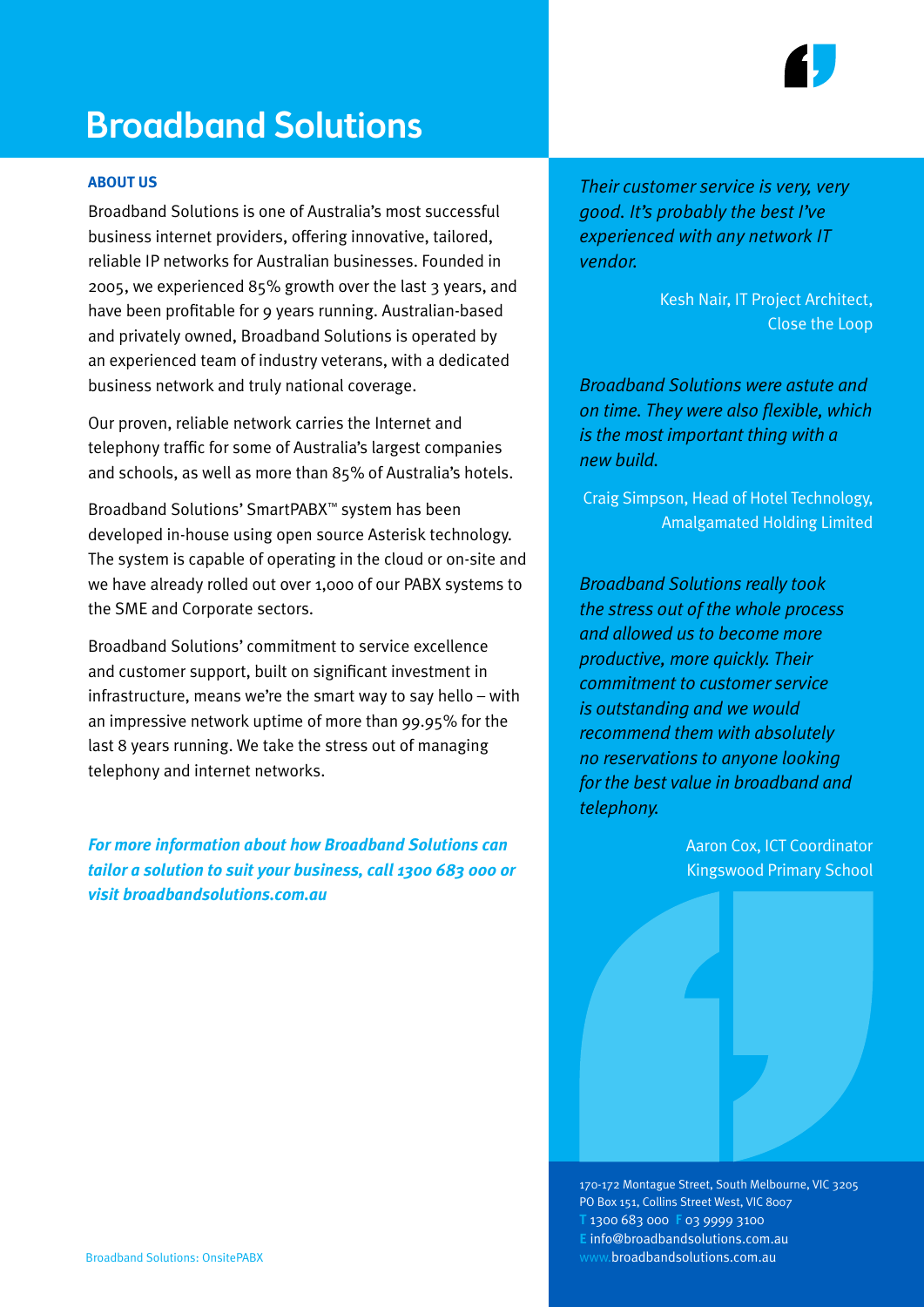# Broadband Solutions

## ABOUT US

Broadband Solutions is one of Australia's most successful business internet providers, offering innovative, tailored, reliable IP networks for Australian businesses. Founded in 2005, we experienced 85% growth over the last 3 years, and have been profitable for 9 years running. Australian-based and privately owned, Broadband Solutions is operated by an experienced team of industry veterans, with a dedicated business network and truly national coverage.

Our proven, reliable network carries the Internet and telephony traffic for some of Australia's largest companies and schools, as well as more than 85% of Australia's hotels.

Broadband Solutions' SmartPABX™ system has been developed in-house using open source Asterisk technology. The system is capable of operating in the cloud or on-site and we have already rolled out over 1,000 of our PABX systems to the SME and Corporate sectors.

Broadband Solutions' commitment to service excellence and customer support, built on significant investment in infrastructure, means we're the smart way to say hello – with an impressive network uptime of more than 99.95% for the last 8 years running. We take the stress out of managing telephony and internet networks.

***For more information about how Broadband Solutions can tailor a solution to suit your business, call 1300 683 000 or visit broadbandsolutions.com.au***

*Their customer service is very, very good. It's probably the best I've experienced with any network IT vendor.*

Kesh Nair, IT Project Architect, Close the Loop

*Broadband Solutions were astute and on time. They were also flexible, which is the most important thing with a new build.*

Craig Simpson, Head of Hotel Technology, Amalgamated Holding Limited

*Broadband Solutions really took the stress out of the whole process and allowed us to become more productive, more quickly. Their commitment to customer service is outstanding and we would recommend them with absolutely no reservations to anyone looking for the best value in broadband and telephony.*

Aaron Cox, ICT Coordinator Kingswood Primary School

170-172 Montague Street, South Melbourne, VIC 3205
PO Box 151, Collins Street West, VIC 8007
T 1300 683 000 F 03 9999 3100
E info@broadbandsolutions.com.au
www.broadbandsolutions.com.au

Broadband Solutions: OnsitePABX